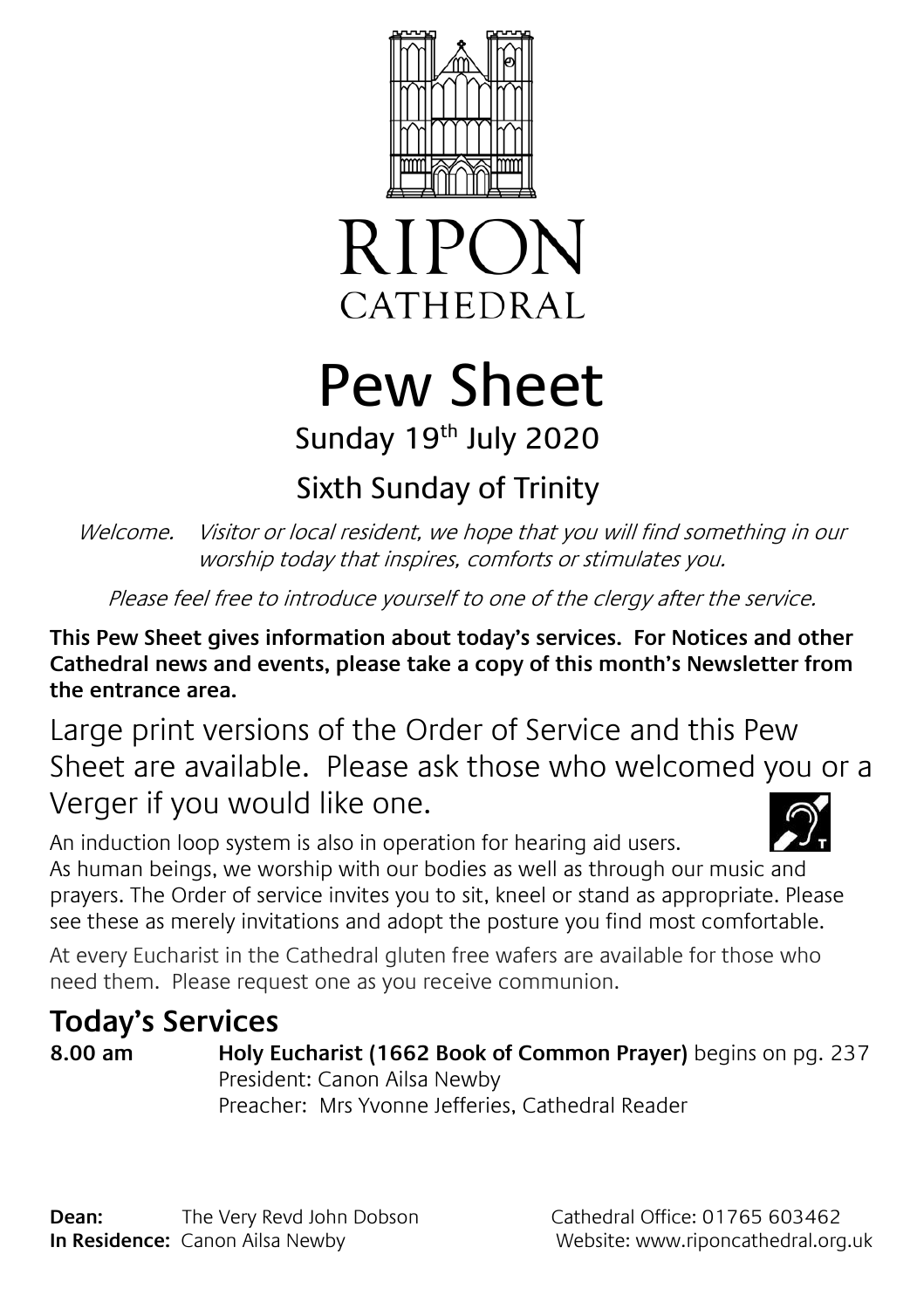RIPON
CATHEDRAL

# Pew Sheet

Sunday 19th July 2020

## Sixth Sunday of Trinity

*Welcome. Visitor or local resident, we hope that you will find something in our worship today that inspires, comforts or stimulates you.*

*Please feel free to introduce yourself to one of the clergy after the service.*

**This Pew Sheet gives information about today's services. For Notices and other Cathedral news and events, please take a copy of this month's Newsletter from the entrance area.**

Large print versions of the Order of Service and this Pew Sheet are available. Please ask those who welcomed you or a Verger if you would like one.

An induction loop system is also in operation for hearing aid users.

As human beings, we worship with our bodies as well as through our music and prayers. The Order of service invites you to sit, kneel or stand as appropriate. Please see these as merely invitations and adopt the posture you find most comfortable.

At every Eucharist in the Cathedral gluten free wafers are available for those who need them. Please request one as you receive communion.

## Today's Services

**8.00 am** **Holy Eucharist (1662 Book of Common Prayer)** begins on pg. 237
President: Canon Ailsa Newby
Preacher: Mrs Yvonne Jefferies, Cathedral Reader

**Dean:** The Very Revd John Dobson
**In Residence:** Canon Ailsa Newby

Cathedral Office: 01765 603462
Website: www.riponcathedral.org.uk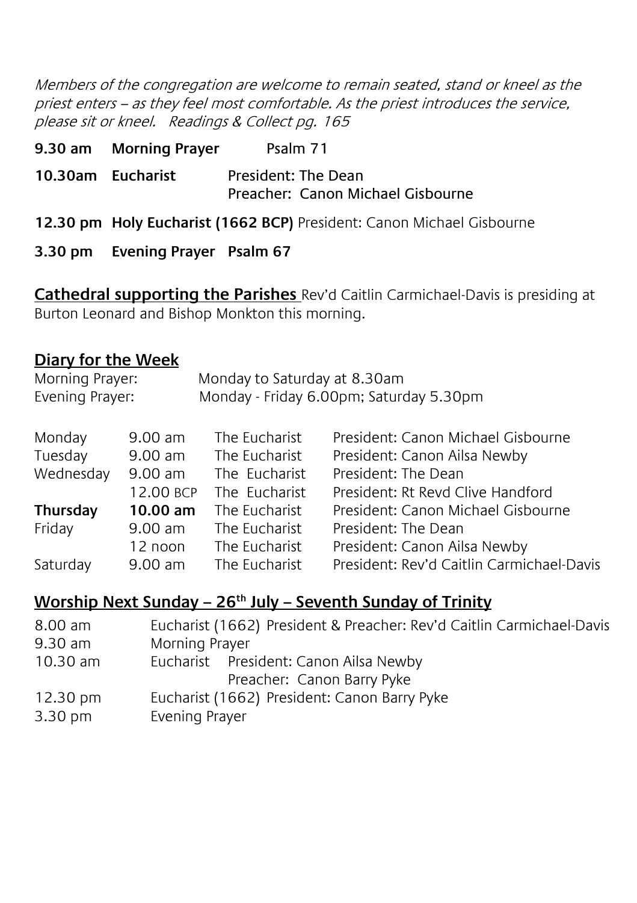*Members of the congregation are welcome to remain seated, stand or kneel as the priest enters – as they feel most comfortable. As the priest introduces the service, please sit or kneel. Readings & Collect pg. 165*

| | | |
|---|---|---|
| **9.30 am** | **Morning Prayer** | Psalm 71 |
| **10.30am** | **Eucharist** | President: The Dean<br>Preacher: Canon Michael Gisbourne |
| **12.30 pm** | **Holy Eucharist (1662 BCP)** | President: Canon Michael Gisbourne |
| **3.30 pm** | **Evening Prayer** | **Psalm 67** |

**Cathedral supporting the Parishes** Rev'd Caitlin Carmichael-Davis is presiding at Burton Leonard and Bishop Monkton this morning.

## Diary for the Week

Morning Prayer: Monday to Saturday at 8.30am
Evening Prayer: Monday - Friday 6.00pm; Saturday 5.30pm

| | | | |
|---|---|---|---|
| Monday | 9.00 am | The Eucharist | President: Canon Michael Gisbourne |
| Tuesday | 9.00 am | The Eucharist | President: Canon Ailsa Newby |
| Wednesday | 9.00 am | The Eucharist | President: The Dean |
| | 12.00 BCP | The Eucharist | President: Rt Revd Clive Handford |
| **Thursday** | **10.00 am** | The Eucharist | President: Canon Michael Gisbourne |
| Friday | 9.00 am | The Eucharist | President: The Dean |
| | 12 noon | The Eucharist | President: Canon Ailsa Newby |
| Saturday | 9.00 am | The Eucharist | President: Rev'd Caitlin Carmichael-Davis |

## Worship Next Sunday – 26th July – Seventh Sunday of Trinity

| | |
|---|---|
| 8.00 am | Eucharist (1662) President & Preacher: Rev'd Caitlin Carmichael-Davis |
| 9.30 am | Morning Prayer |
| 10.30 am | Eucharist President: Canon Ailsa Newby<br>Preacher: Canon Barry Pyke |
| 12.30 pm | Eucharist (1662) President: Canon Barry Pyke |
| 3.30 pm | Evening Prayer |